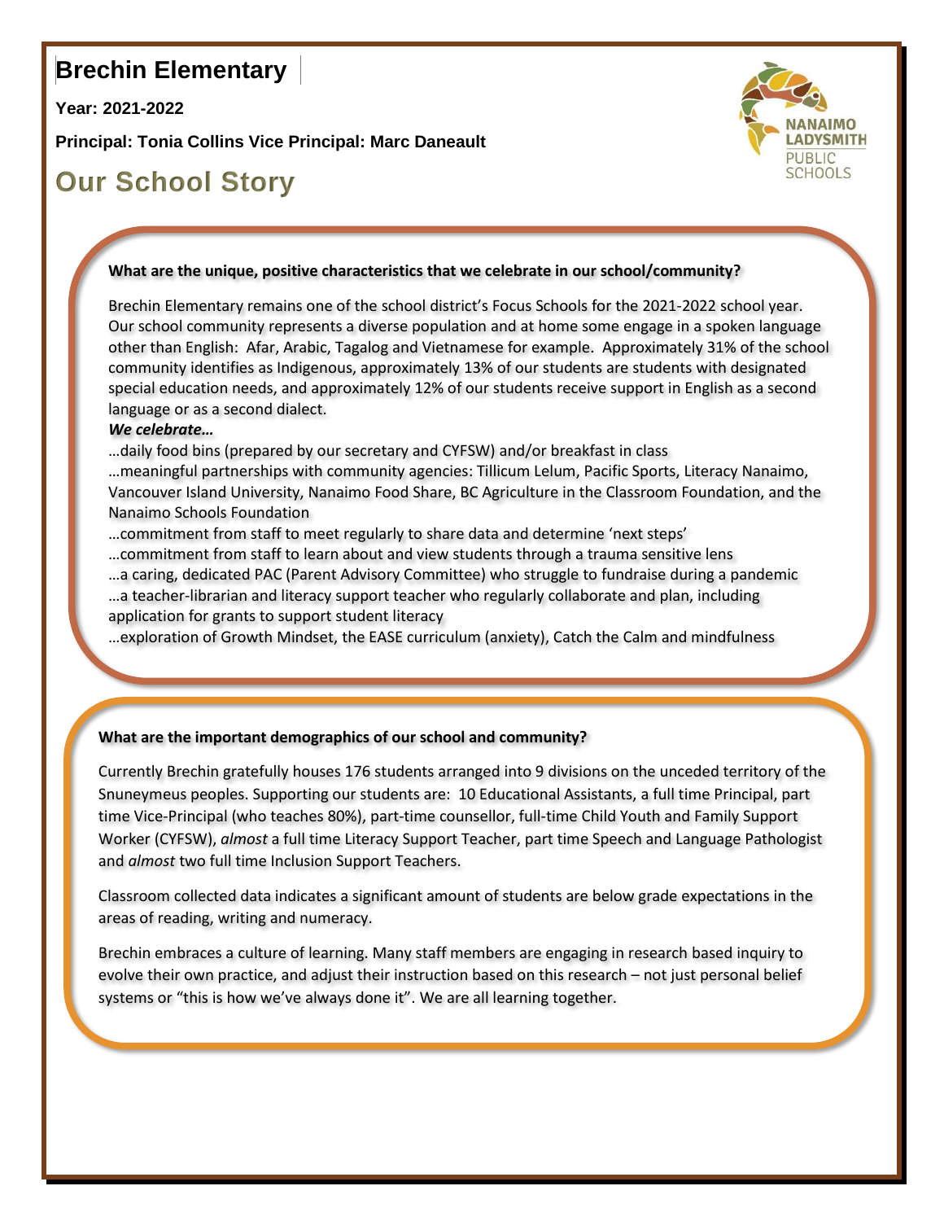# Brechin Elementary

**Year: 2021-2022**

**Principal: Tonia Collins Vice Principal: Marc Daneault**

## Our School Story

**What are the unique, positive characteristics that we celebrate in our school/community?**

Brechin Elementary remains one of the school district's Focus Schools for the 2021-2022 school year. Our school community represents a diverse population and at home some engage in a spoken language other than English: Afar, Arabic, Tagalog and Vietnamese for example. Approximately 31% of the school community identifies as Indigenous, approximately 13% of our students are students with designated special education needs, and approximately 12% of our students receive support in English as a second language or as a second dialect.

***We celebrate…***

…daily food bins (prepared by our secretary and CYFSW) and/or breakfast in class

…meaningful partnerships with community agencies: Tillicum Lelum, Pacific Sports, Literacy Nanaimo, Vancouver Island University, Nanaimo Food Share, BC Agriculture in the Classroom Foundation, and the Nanaimo Schools Foundation

…commitment from staff to meet regularly to share data and determine 'next steps'

…commitment from staff to learn about and view students through a trauma sensitive lens

…a caring, dedicated PAC (Parent Advisory Committee) who struggle to fundraise during a pandemic

…a teacher-librarian and literacy support teacher who regularly collaborate and plan, including application for grants to support student literacy

…exploration of Growth Mindset, the EASE curriculum (anxiety), Catch the Calm and mindfulness

**What are the important demographics of our school and community?**

Currently Brechin gratefully houses 176 students arranged into 9 divisions on the unceded territory of the Snuneymeus peoples. Supporting our students are: 10 Educational Assistants, a full time Principal, part time Vice-Principal (who teaches 80%), part-time counsellor, full-time Child Youth and Family Support Worker (CYFSW), *almost* a full time Literacy Support Teacher, part time Speech and Language Pathologist and *almost* two full time Inclusion Support Teachers.

Classroom collected data indicates a significant amount of students are below grade expectations in the areas of reading, writing and numeracy.

Brechin embraces a culture of learning. Many staff members are engaging in research based inquiry to evolve their own practice, and adjust their instruction based on this research – not just personal belief systems or "this is how we've always done it". We are all learning together.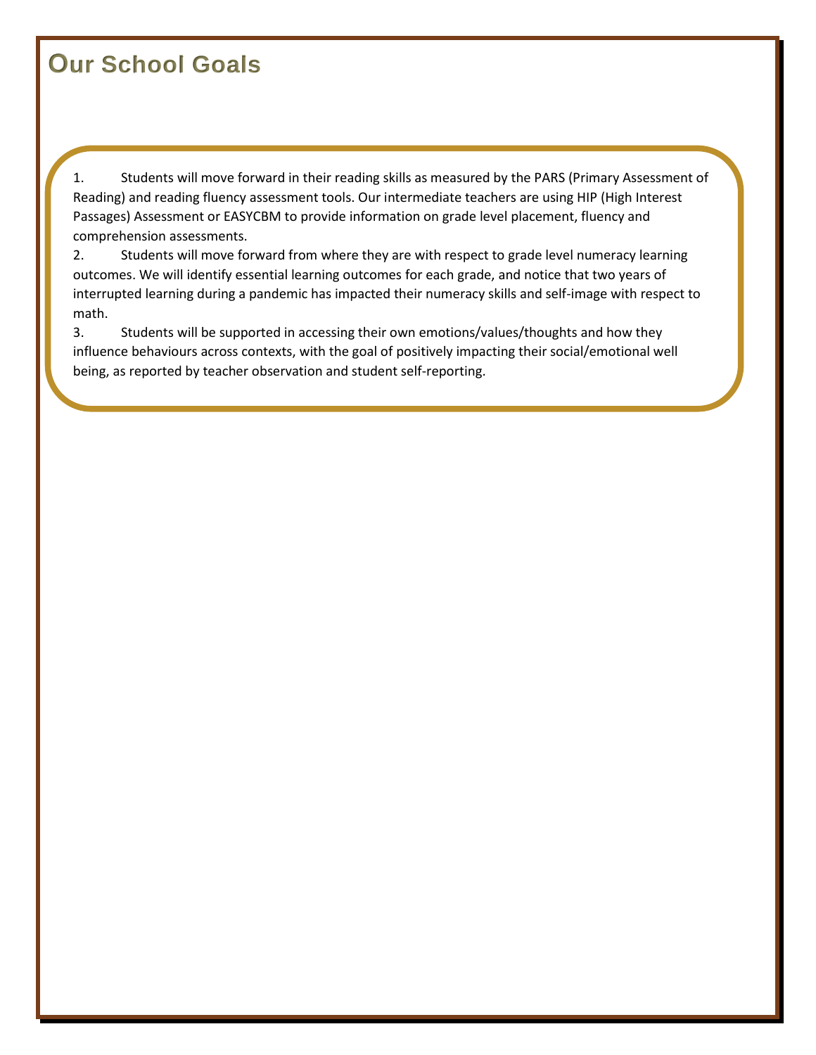# Our School Goals

1. Students will move forward in their reading skills as measured by the PARS (Primary Assessment of Reading) and reading fluency assessment tools. Our intermediate teachers are using HIP (High Interest Passages) Assessment or EASYCBM to provide information on grade level placement, fluency and comprehension assessments.
2. Students will move forward from where they are with respect to grade level numeracy learning outcomes. We will identify essential learning outcomes for each grade, and notice that two years of interrupted learning during a pandemic has impacted their numeracy skills and self-image with respect to math.
3. Students will be supported in accessing their own emotions/values/thoughts and how they influence behaviours across contexts, with the goal of positively impacting their social/emotional well being, as reported by teacher observation and student self-reporting.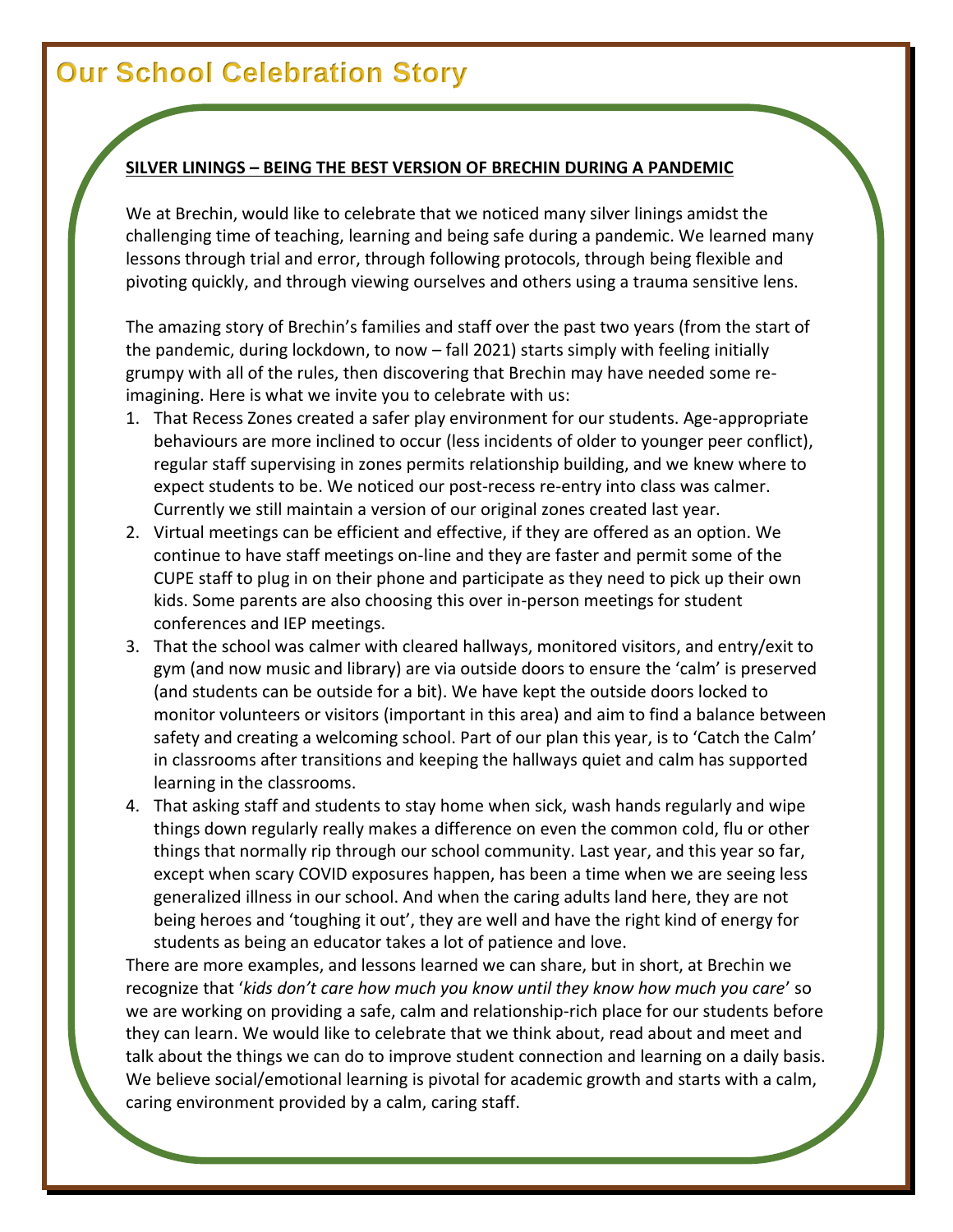# Our School Celebration Story

**SILVER LININGS – BEING THE BEST VERSION OF BRECHIN DURING A PANDEMIC**

We at Brechin, would like to celebrate that we noticed many silver linings amidst the challenging time of teaching, learning and being safe during a pandemic. We learned many lessons through trial and error, through following protocols, through being flexible and pivoting quickly, and through viewing ourselves and others using a trauma sensitive lens.

The amazing story of Brechin's families and staff over the past two years (from the start of the pandemic, during lockdown, to now – fall 2021) starts simply with feeling initially grumpy with all of the rules, then discovering that Brechin may have needed some re-imagining. Here is what we invite you to celebrate with us:

1. That Recess Zones created a safer play environment for our students. Age-appropriate behaviours are more inclined to occur (less incidents of older to younger peer conflict), regular staff supervising in zones permits relationship building, and we knew where to expect students to be. We noticed our post-recess re-entry into class was calmer. Currently we still maintain a version of our original zones created last year.
2. Virtual meetings can be efficient and effective, if they are offered as an option. We continue to have staff meetings on-line and they are faster and permit some of the CUPE staff to plug in on their phone and participate as they need to pick up their own kids. Some parents are also choosing this over in-person meetings for student conferences and IEP meetings.
3. That the school was calmer with cleared hallways, monitored visitors, and entry/exit to gym (and now music and library) are via outside doors to ensure the 'calm' is preserved (and students can be outside for a bit). We have kept the outside doors locked to monitor volunteers or visitors (important in this area) and aim to find a balance between safety and creating a welcoming school. Part of our plan this year, is to 'Catch the Calm' in classrooms after transitions and keeping the hallways quiet and calm has supported learning in the classrooms.
4. That asking staff and students to stay home when sick, wash hands regularly and wipe things down regularly really makes a difference on even the common cold, flu or other things that normally rip through our school community. Last year, and this year so far, except when scary COVID exposures happen, has been a time when we are seeing less generalized illness in our school. And when the caring adults land here, they are not being heroes and 'toughing it out', they are well and have the right kind of energy for students as being an educator takes a lot of patience and love.

There are more examples, and lessons learned we can share, but in short, at Brechin we recognize that '*kids don't care how much you know until they know how much you care*' so we are working on providing a safe, calm and relationship-rich place for our students before they can learn. We would like to celebrate that we think about, read about and meet and talk about the things we can do to improve student connection and learning on a daily basis. We believe social/emotional learning is pivotal for academic growth and starts with a calm, caring environment provided by a calm, caring staff.